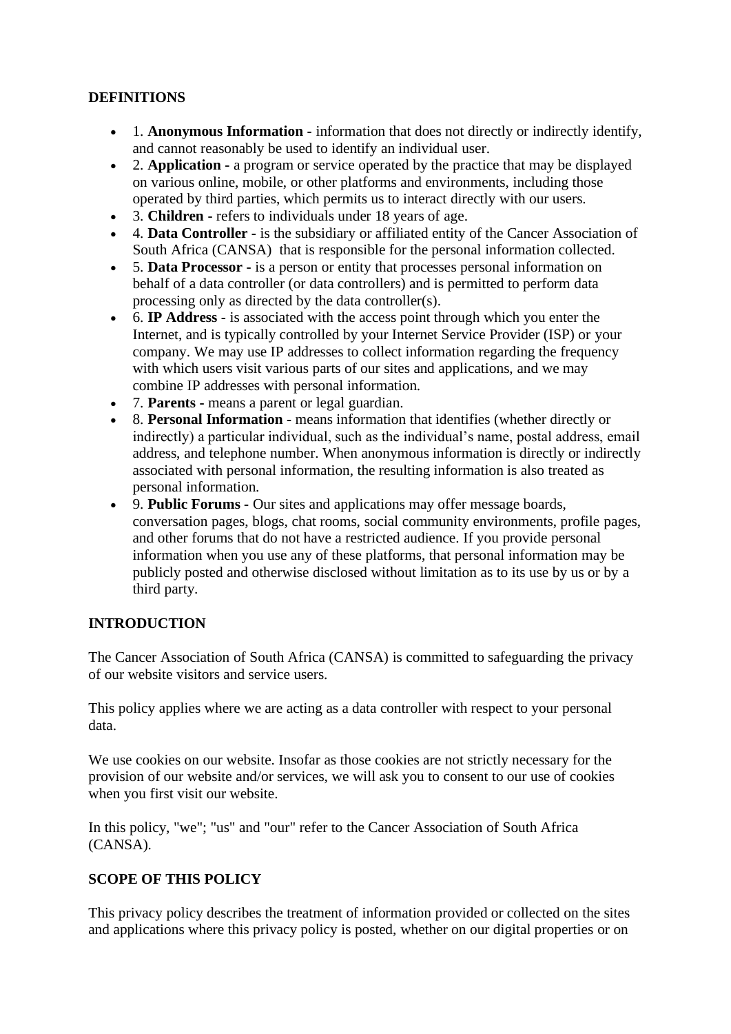**DEFINITIONS**

- 1. **Anonymous Information -** information that does not directly or indirectly identify, and cannot reasonably be used to identify an individual user.
- 2. **Application -** a program or service operated by the practice that may be displayed on various online, mobile, or other platforms and environments, including those operated by third parties, which permits us to interact directly with our users.
- 3. **Children -** refers to individuals under 18 years of age.
- 4. **Data Controller -** is the subsidiary or affiliated entity of the Cancer Association of South Africa (CANSA) that is responsible for the personal information collected.
- 5. **Data Processor -** is a person or entity that processes personal information on behalf of a data controller (or data controllers) and is permitted to perform data processing only as directed by the data controller(s).
- 6. **IP Address -** is associated with the access point through which you enter the Internet, and is typically controlled by your Internet Service Provider (ISP) or your company. We may use IP addresses to collect information regarding the frequency with which users visit various parts of our sites and applications, and we may combine IP addresses with personal information.
- 7. **Parents -** means a parent or legal guardian.
- 8. **Personal Information -** means information that identifies (whether directly or indirectly) a particular individual, such as the individual's name, postal address, email address, and telephone number. When anonymous information is directly or indirectly associated with personal information, the resulting information is also treated as personal information.
- 9. **Public Forums -** Our sites and applications may offer message boards, conversation pages, blogs, chat rooms, social community environments, profile pages, and other forums that do not have a restricted audience. If you provide personal information when you use any of these platforms, that personal information may be publicly posted and otherwise disclosed without limitation as to its use by us or by a third party.

**INTRODUCTION**

The Cancer Association of South Africa (CANSA) is committed to safeguarding the privacy of our website visitors and service users.

This policy applies where we are acting as a data controller with respect to your personal data.

We use cookies on our website. Insofar as those cookies are not strictly necessary for the provision of our website and/or services, we will ask you to consent to our use of cookies when you first visit our website.

In this policy, "we"; "us" and "our" refer to the Cancer Association of South Africa (CANSA).

**SCOPE OF THIS POLICY**

This privacy policy describes the treatment of information provided or collected on the sites and applications where this privacy policy is posted, whether on our digital properties or on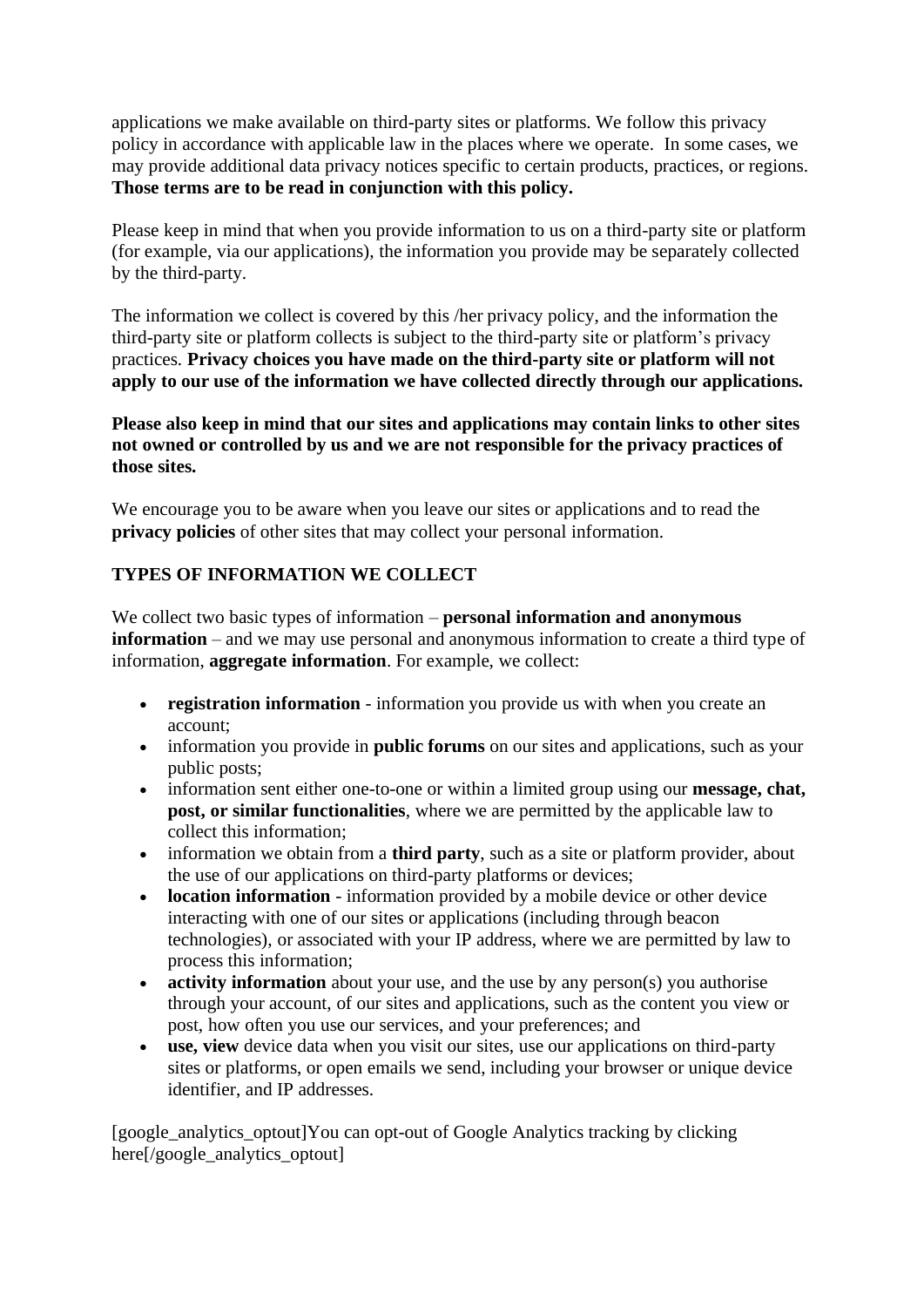applications we make available on third-party sites or platforms. We follow this privacy policy in accordance with applicable law in the places where we operate. In some cases, we may provide additional data privacy notices specific to certain products, practices, or regions. **Those terms are to be read in conjunction with this policy.**

Please keep in mind that when you provide information to us on a third-party site or platform (for example, via our applications), the information you provide may be separately collected by the third-party.

The information we collect is covered by this /her privacy policy, and the information the third-party site or platform collects is subject to the third-party site or platform's privacy practices. **Privacy choices you have made on the third-party site or platform will not apply to our use of the information we have collected directly through our applications.**

**Please also keep in mind that our sites and applications may contain links to other sites not owned or controlled by us and we are not responsible for the privacy practices of those sites.**

We encourage you to be aware when you leave our sites or applications and to read the **privacy policies** of other sites that may collect your personal information.

## TYPES OF INFORMATION WE COLLECT

We collect two basic types of information – **personal information and anonymous information** – and we may use personal and anonymous information to create a third type of information, **aggregate information**. For example, we collect:

- **registration information** - information you provide us with when you create an account;
- information you provide in **public forums** on our sites and applications, such as your public posts;
- information sent either one-to-one or within a limited group using our **message, chat, post, or similar functionalities**, where we are permitted by the applicable law to collect this information;
- information we obtain from a **third party**, such as a site or platform provider, about the use of our applications on third-party platforms or devices;
- **location information** - information provided by a mobile device or other device interacting with one of our sites or applications (including through beacon technologies), or associated with your IP address, where we are permitted by law to process this information;
- **activity information** about your use, and the use by any person(s) you authorise through your account, of our sites and applications, such as the content you view or post, how often you use our services, and your preferences; and
- **use, view** device data when you visit our sites, use our applications on third-party sites or platforms, or open emails we send, including your browser or unique device identifier, and IP addresses.

[google_analytics_optout]You can opt-out of Google Analytics tracking by clicking here[/google_analytics_optout]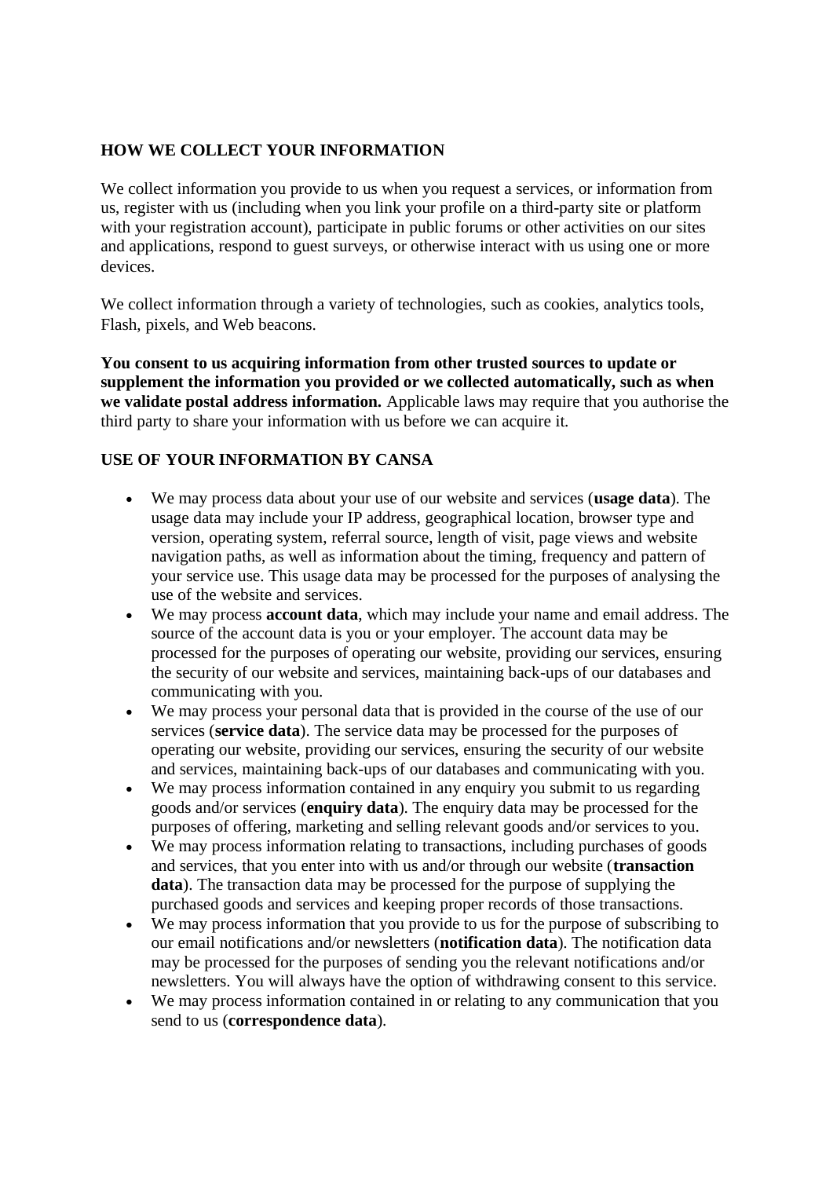## HOW WE COLLECT YOUR INFORMATION

We collect information you provide to us when you request a services, or information from us, register with us (including when you link your profile on a third-party site or platform with your registration account), participate in public forums or other activities on our sites and applications, respond to guest surveys, or otherwise interact with us using one or more devices.

We collect information through a variety of technologies, such as cookies, analytics tools, Flash, pixels, and Web beacons.

**You consent to us acquiring information from other trusted sources to update or supplement the information you provided or we collected automatically, such as when we validate postal address information.** Applicable laws may require that you authorise the third party to share your information with us before we can acquire it.

## USE OF YOUR INFORMATION BY CANSA

- We may process data about your use of our website and services (**usage data**). The usage data may include your IP address, geographical location, browser type and version, operating system, referral source, length of visit, page views and website navigation paths, as well as information about the timing, frequency and pattern of your service use. This usage data may be processed for the purposes of analysing the use of the website and services.
- We may process **account data**, which may include your name and email address. The source of the account data is you or your employer. The account data may be processed for the purposes of operating our website, providing our services, ensuring the security of our website and services, maintaining back-ups of our databases and communicating with you.
- We may process your personal data that is provided in the course of the use of our services (**service data**). The service data may be processed for the purposes of operating our website, providing our services, ensuring the security of our website and services, maintaining back-ups of our databases and communicating with you.
- We may process information contained in any enquiry you submit to us regarding goods and/or services (**enquiry data**). The enquiry data may be processed for the purposes of offering, marketing and selling relevant goods and/or services to you.
- We may process information relating to transactions, including purchases of goods and services, that you enter into with us and/or through our website (**transaction data**). The transaction data may be processed for the purpose of supplying the purchased goods and services and keeping proper records of those transactions.
- We may process information that you provide to us for the purpose of subscribing to our email notifications and/or newsletters (**notification data**). The notification data may be processed for the purposes of sending you the relevant notifications and/or newsletters. You will always have the option of withdrawing consent to this service.
- We may process information contained in or relating to any communication that you send to us (**correspondence data**).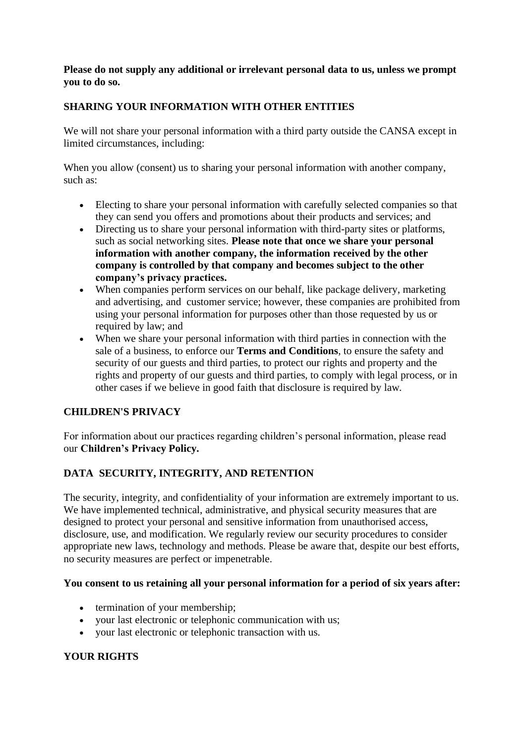**Please do not supply any additional or irrelevant personal data to us, unless we prompt you to do so.**

## SHARING YOUR INFORMATION WITH OTHER ENTITIES

We will not share your personal information with a third party outside the CANSA except in limited circumstances, including:

When you allow (consent) us to sharing your personal information with another company, such as:

- Electing to share your personal information with carefully selected companies so that they can send you offers and promotions about their products and services; and
- Directing us to share your personal information with third-party sites or platforms, such as social networking sites. **Please note that once we share your personal information with another company, the information received by the other company is controlled by that company and becomes subject to the other company's privacy practices.**
- When companies perform services on our behalf, like package delivery, marketing and advertising, and customer service; however, these companies are prohibited from using your personal information for purposes other than those requested by us or required by law; and
- When we share your personal information with third parties in connection with the sale of a business, to enforce our **Terms and Conditions**, to ensure the safety and security of our guests and third parties, to protect our rights and property and the rights and property of our guests and third parties, to comply with legal process, or in other cases if we believe in good faith that disclosure is required by law.

## CHILDREN'S PRIVACY

For information about our practices regarding children's personal information, please read our **Children's Privacy Policy.**

## DATA SECURITY, INTEGRITY, AND RETENTION

The security, integrity, and confidentiality of your information are extremely important to us. We have implemented technical, administrative, and physical security measures that are designed to protect your personal and sensitive information from unauthorised access, disclosure, use, and modification. We regularly review our security procedures to consider appropriate new laws, technology and methods. Please be aware that, despite our best efforts, no security measures are perfect or impenetrable.

**You consent to us retaining all your personal information for a period of six years after:**

- termination of your membership;
- your last electronic or telephonic communication with us;
- your last electronic or telephonic transaction with us.

## YOUR RIGHTS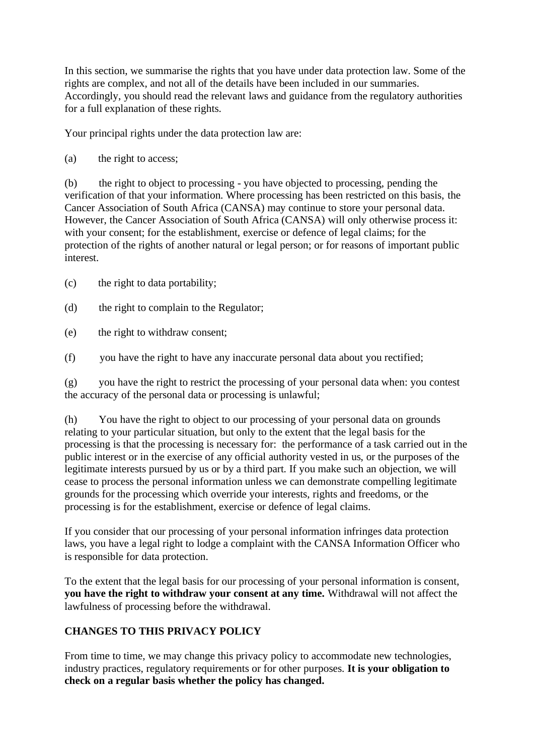In this section, we summarise the rights that you have under data protection law. Some of the rights are complex, and not all of the details have been included in our summaries. Accordingly, you should read the relevant laws and guidance from the regulatory authorities for a full explanation of these rights.

Your principal rights under the data protection law are:

(a) the right to access;

(b) the right to object to processing - you have objected to processing, pending the verification of that your information. Where processing has been restricted on this basis, the Cancer Association of South Africa (CANSA) may continue to store your personal data. However, the Cancer Association of South Africa (CANSA) will only otherwise process it: with your consent; for the establishment, exercise or defence of legal claims; for the protection of the rights of another natural or legal person; or for reasons of important public interest.

(c) the right to data portability;

(d) the right to complain to the Regulator;

(e) the right to withdraw consent;

(f) you have the right to have any inaccurate personal data about you rectified;

(g) you have the right to restrict the processing of your personal data when: you contest the accuracy of the personal data or processing is unlawful;

(h) You have the right to object to our processing of your personal data on grounds relating to your particular situation, but only to the extent that the legal basis for the processing is that the processing is necessary for: the performance of a task carried out in the public interest or in the exercise of any official authority vested in us, or the purposes of the legitimate interests pursued by us or by a third part. If you make such an objection, we will cease to process the personal information unless we can demonstrate compelling legitimate grounds for the processing which override your interests, rights and freedoms, or the processing is for the establishment, exercise or defence of legal claims.

If you consider that our processing of your personal information infringes data protection laws, you have a legal right to lodge a complaint with the CANSA Information Officer who is responsible for data protection.

To the extent that the legal basis for our processing of your personal information is consent, **you have the right to withdraw your consent at any time.** Withdrawal will not affect the lawfulness of processing before the withdrawal.

## CHANGES TO THIS PRIVACY POLICY

From time to time, we may change this privacy policy to accommodate new technologies, industry practices, regulatory requirements or for other purposes. **It is your obligation to check on a regular basis whether the policy has changed.**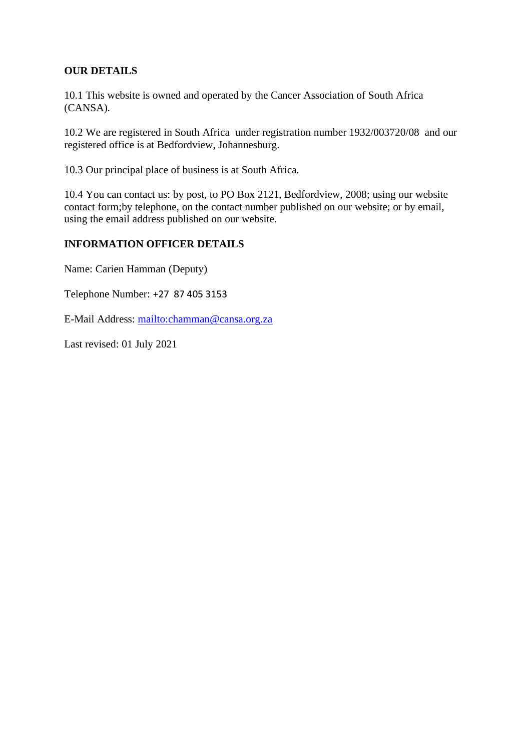**OUR DETAILS**

10.1 This website is owned and operated by the Cancer Association of South Africa (CANSA).

10.2 We are registered in South Africa under registration number 1932/003720/08 and our registered office is at Bedfordview, Johannesburg.

10.3 Our principal place of business is at South Africa.

10.4 You can contact us: by post, to PO Box 2121, Bedfordview, 2008; using our website contact form;by telephone, on the contact number published on our website; or by email, using the email address published on our website.

**INFORMATION OFFICER DETAILS**

Name: Carien Hamman (Deputy)

Telephone Number: +27 87 405 3153

E-Mail Address: [mailto:chamman@cansa.org.za](mailto:chamman@cansa.org.za)

Last revised: 01 July 2021